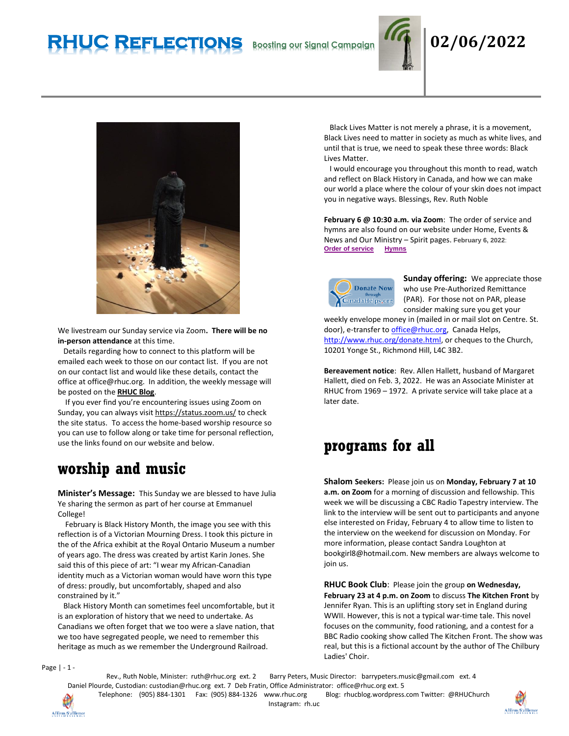# RHUC REFLECTIONS

Boosting our Signal Campaign

02/06/2022

We livestream our Sunday service via Zoom**. There will be no in-person attendance** at this time.

Details regarding how to connect to this platform will be emailed each week to those on our contact list. If you are not on our contact list and would like these details, contact the office at office@rhuc.org. In addition, the weekly message will be posted on the **RHUC Blog**.

If you ever find you're encountering issues using Zoom on Sunday, you can always visit https://status.zoom.us/ to check the site status. To access the home-based worship resource so you can use to follow along or take time for personal reflection, use the links found on our website and below.

## worship and music

**Minister's Message:** This Sunday we are blessed to have Julia Ye sharing the sermon as part of her course at Emmanuel College!

February is Black History Month, the image you see with this reflection is of a Victorian Mourning Dress. I took this picture in the of the Africa exhibit at the Royal Ontario Museum a number of years ago. The dress was created by artist Karin Jones. She said this of this piece of art: "I wear my African-Canadian identity much as a Victorian woman would have worn this type of dress: proudly, but uncomfortably, shaped and also constrained by it."

Black History Month can sometimes feel uncomfortable, but it is an exploration of history that we need to undertake. As Canadians we often forget that we too were a slave nation, that we too have segregated people, we need to remember this heritage as much as we remember the Underground Railroad.

Black Lives Matter is not merely a phrase, it is a movement, Black Lives need to matter in society as much as white lives, and until that is true, we need to speak these three words: Black Lives Matter.

I would encourage you throughout this month to read, watch and reflect on Black History in Canada, and how we can make our world a place where the colour of your skin does not impact you in negative ways. Blessings, Rev. Ruth Noble

**February 6 @ 10:30 a.m. via Zoom**: The order of service and hymns are also found on our website under Home, Events & News and Our Ministry – Spirit pages. February 6, 2022: **Order of service** **Hymns**

**Sunday offering:** We appreciate those who use Pre-Authorized Remittance (PAR). For those not on PAR, please consider making sure you get your weekly envelope money in (mailed in or mail slot on Centre. St. door), e-transfer to office@rhuc.org, Canada Helps, http://www.rhuc.org/donate.html, or cheques to the Church, 10201 Yonge St., Richmond Hill, L4C 3B2.

**Bereavement notice**: Rev. Allen Hallett, husband of Margaret Hallett, died on Feb. 3, 2022. He was an Associate Minister at RHUC from 1969 – 1972. A private service will take place at a later date.

## programs for all

**Shalom Seekers:** Please join us on **Monday, February 7 at 10 a.m. on Zoom** for a morning of discussion and fellowship. This week we will be discussing a CBC Radio Tapestry interview. The link to the interview will be sent out to participants and anyone else interested on Friday, February 4 to allow time to listen to the interview on the weekend for discussion on Monday. For more information, please contact Sandra Loughton at bookgirl8@hotmail.com. New members are always welcome to join us.

**RHUC Book Club**: Please join the group **on Wednesday, February 23 at 4 p.m. on Zoom** to discuss **The Kitchen Front** by Jennifer Ryan. This is an uplifting story set in England during WWII. However, this is not a typical war-time tale. This novel focuses on the community, food rationing, and a contest for a BBC Radio cooking show called The Kitchen Front. The show was real, but this is a fictional account by the author of The Chilbury Ladies' Choir.

Rev., Ruth Noble, Minister: ruth@rhuc.org ext. 2 Barry Peters, Music Director: barrypeters.music@gmail.com ext. 4
Daniel Plourde, Custodian: custodian@rhuc.org ext. 7 Deb Fratin, Office Administrator: office@rhuc.org ext. 5
Telephone: (905) 884-1301 Fax: (905) 884-1326 www.rhuc.org Blog: rhucblog.wordpress.com Twitter: @RHUChurch
Instagram: rh.uc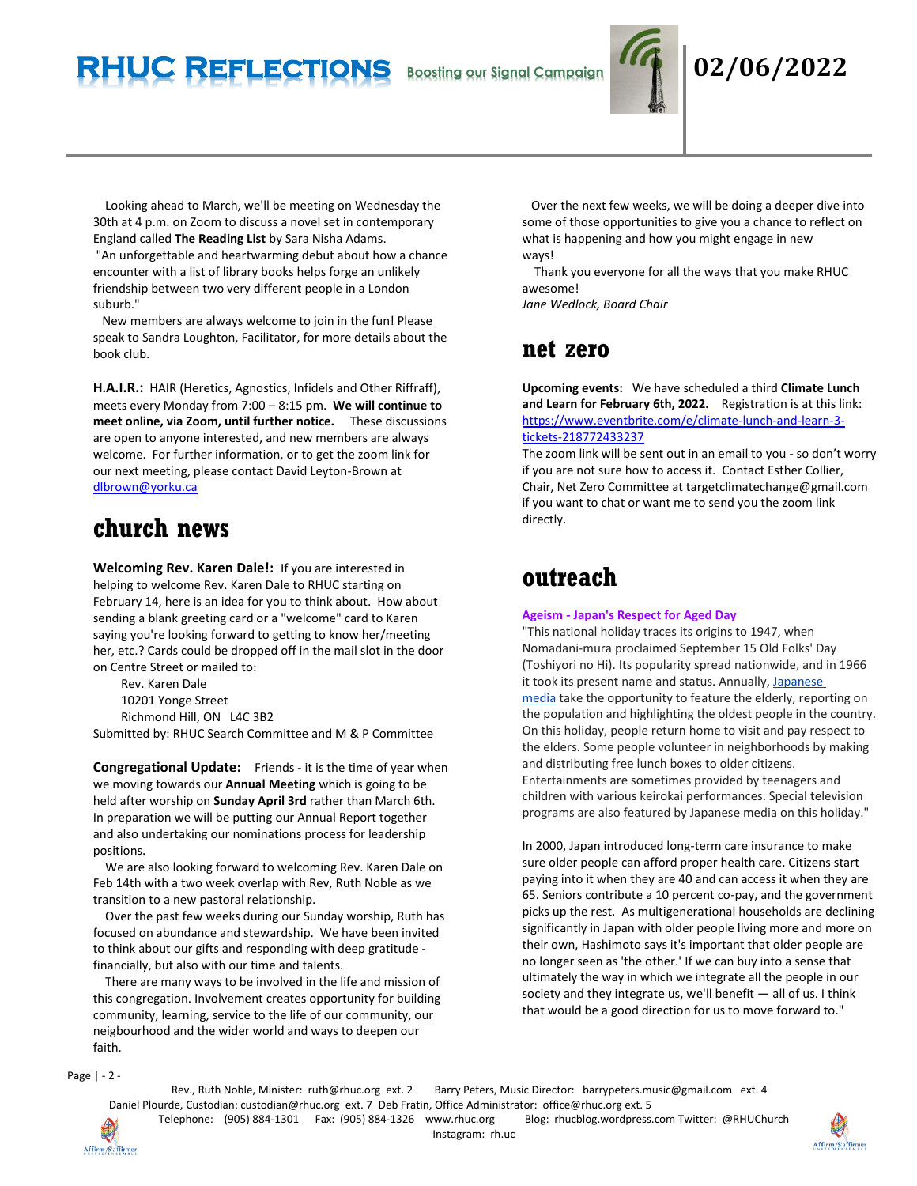Looking ahead to March, we'll be meeting on Wednesday the 30th at 4 p.m. on Zoom to discuss a novel set in contemporary England called **The Reading List** by Sara Nisha Adams.
"An unforgettable and heartwarming debut about how a chance encounter with a list of library books helps forge an unlikely friendship between two very different people in a London suburb."

New members are always welcome to join in the fun! Please speak to Sandra Loughton, Facilitator, for more details about the book club.

**H.A.I.R.:** HAIR (Heretics, Agnostics, Infidels and Other Riffraff), meets every Monday from 7:00 – 8:15 pm. **We will continue to meet online, via Zoom, until further notice.** These discussions are open to anyone interested, and new members are always welcome. For further information, or to get the zoom link for our next meeting, please contact David Leyton-Brown at dlbrown@yorku.ca

# church news

**Welcoming Rev. Karen Dale!:** If you are interested in helping to welcome Rev. Karen Dale to RHUC starting on February 14, here is an idea for you to think about. How about sending a blank greeting card or a "welcome" card to Karen saying you're looking forward to getting to know her/meeting her, etc.? Cards could be dropped off in the mail slot in the door on Centre Street or mailed to:

Rev. Karen Dale
10201 Yonge Street
Richmond Hill, ON L4C 3B2

Submitted by: RHUC Search Committee and M & P Committee

**Congregational Update:** Friends - it is the time of year when we moving towards our **Annual Meeting** which is going to be held after worship on **Sunday April 3rd** rather than March 6th. In preparation we will be putting our Annual Report together and also undertaking our nominations process for leadership positions.

We are also looking forward to welcoming Rev. Karen Dale on Feb 14th with a two week overlap with Rev, Ruth Noble as we transition to a new pastoral relationship.

Over the past few weeks during our Sunday worship, Ruth has focused on abundance and stewardship. We have been invited to think about our gifts and responding with deep gratitude - financially, but also with our time and talents.

There are many ways to be involved in the life and mission of this congregation. Involvement creates opportunity for building community, learning, service to the life of our community, our neigbourhood and the wider world and ways to deepen our faith.

Over the next few weeks, we will be doing a deeper dive into some of those opportunities to give you a chance to reflect on what is happening and how you might engage in new ways!

Thank you everyone for all the ways that you make RHUC awesome!

*Jane Wedlock, Board Chair*

# net zero

**Upcoming events:** We have scheduled a third **Climate Lunch and Learn for February 6th, 2022.** Registration is at this link: https://www.eventbrite.com/e/climate-lunch-and-learn-3-tickets-218772433237

The zoom link will be sent out in an email to you - so don't worry if you are not sure how to access it. Contact Esther Collier, Chair, Net Zero Committee at targetclimatechange@gmail.com if you want to chat or want me to send you the zoom link directly.

# outreach

**Ageism - Japan's Respect for Aged Day**

"This national holiday traces its origins to 1947, when Nomadani-mura proclaimed September 15 Old Folks' Day (Toshiyori no Hi). Its popularity spread nationwide, and in 1966 it took its present name and status. Annually, Japanese media take the opportunity to feature the elderly, reporting on the population and highlighting the oldest people in the country. On this holiday, people return home to visit and pay respect to the elders. Some people volunteer in neighborhoods by making and distributing free lunch boxes to older citizens. Entertainments are sometimes provided by teenagers and children with various keirokai performances. Special television programs are also featured by Japanese media on this holiday."

In 2000, Japan introduced long-term care insurance to make sure older people can afford proper health care. Citizens start paying into it when they are 40 and can access it when they are 65. Seniors contribute a 10 percent co-pay, and the government picks up the rest. As multigenerational households are declining significantly in Japan with older people living more and more on their own, Hashimoto says it's important that older people are no longer seen as 'the other.' If we can buy into a sense that ultimately the way in which we integrate all the people in our society and they integrate us, we'll benefit — all of us. I think that would be a good direction for us to move forward to."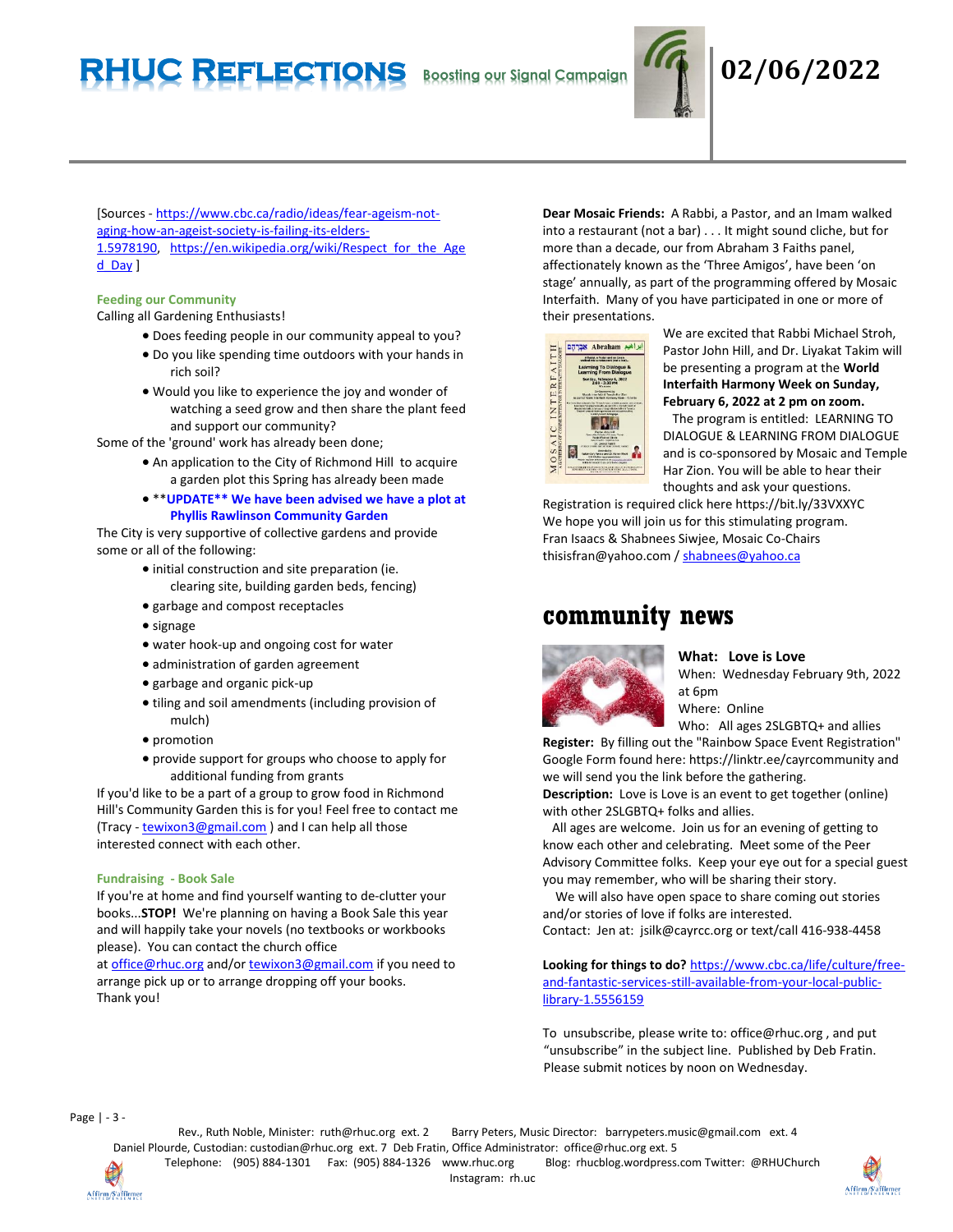[Sources - https://www.cbc.ca/radio/ideas/fear-ageism-not-aging-how-an-ageist-society-is-failing-its-elders-1.5978190, https://en.wikipedia.org/wiki/Respect_for_the_Aged_Day ]

### Feeding our Community

Calling all Gardening Enthusiasts!

- Does feeding people in our community appeal to you?
- Do you like spending time outdoors with your hands in rich soil?
- Would you like to experience the joy and wonder of watching a seed grow and then share the plant feed and support our community?

Some of the 'ground' work has already been done;

- An application to the City of Richmond Hill to acquire a garden plot this Spring has already been made
- ****UPDATE** We have been advised we have a plot at Phyllis Rawlinson Community Garden**

The City is very supportive of collective gardens and provide some or all of the following:

- initial construction and site preparation (ie. clearing site, building garden beds, fencing)
- garbage and compost receptacles
- signage
- water hook-up and ongoing cost for water
- administration of garden agreement
- garbage and organic pick-up
- tiling and soil amendments (including provision of mulch)
- promotion
- provide support for groups who choose to apply for additional funding from grants

If you'd like to be a part of a group to grow food in Richmond Hill's Community Garden this is for you! Feel free to contact me (Tracy - tewixon3@gmail.com ) and I can help all those interested connect with each other.

### Fundraising - Book Sale

If you're at home and find yourself wanting to de-clutter your books...**STOP!** We're planning on having a Book Sale this year and will happily take your novels (no textbooks or workbooks please). You can contact the church office at office@rhuc.org and/or tewixon3@gmail.com if you need to arrange pick up or to arrange dropping off your books.
Thank you!

**Dear Mosaic Friends:** A Rabbi, a Pastor, and an Imam walked into a restaurant (not a bar) . . . It might sound cliche, but for more than a decade, our from Abraham 3 Faiths panel, affectionately known as the 'Three Amigos', have been 'on stage' annually, as part of the programming offered by Mosaic Interfaith. Many of you have participated in one or more of their presentations.

We are excited that Rabbi Michael Stroh, Pastor John Hill, and Dr. Liyakat Takim will be presenting a program at the **World Interfaith Harmony Week on Sunday, February 6, 2022 at 2 pm on zoom.** The program is entitled: LEARNING TO DIALOGUE & LEARNING FROM DIALOGUE and is co-sponsored by Mosaic and Temple Har Zion. You will be able to hear their thoughts and ask your questions.

Registration is required click here https://bit.ly/33VXXYC
We hope you will join us for this stimulating program.
Fran Isaacs & Shabnees Siwjee, Mosaic Co-Chairs
thisisfran@yahoo.com / shabnees@yahoo.ca

## community news

**What: Love is Love**
When: Wednesday February 9th, 2022 at 6pm
Where: Online
Who: All ages 2SLGBTQ+ and allies

**Register:** By filling out the "Rainbow Space Event Registration" Google Form found here: https://linktr.ee/cayrcommunity and we will send you the link before the gathering.

**Description:** Love is Love is an event to get together (online) with other 2SLGBTQ+ folks and allies.

All ages are welcome. Join us for an evening of getting to know each other and celebrating. Meet some of the Peer Advisory Committee folks. Keep your eye out for a special guest you may remember, who will be sharing their story.

We will also have open space to share coming out stories and/or stories of love if folks are interested.

Contact: Jen at: jsilk@cayrcc.org or text/call 416-938-4458

**Looking for things to do?** https://www.cbc.ca/life/culture/free-and-fantastic-services-still-available-from-your-local-public-library-1.5556159

To unsubscribe, please write to: office@rhuc.org , and put "unsubscribe" in the subject line. Published by Deb Fratin. Please submit notices by noon on Wednesday.